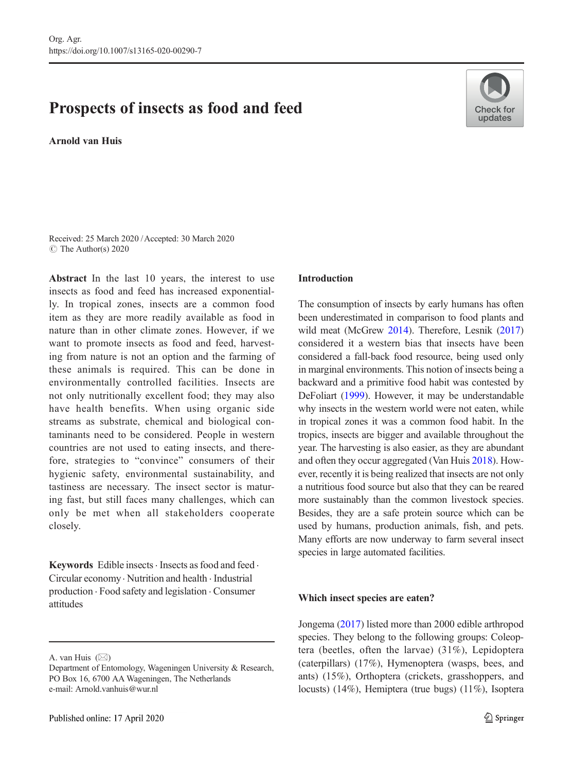# Prospects of insects as food and feed

**Arnold van Huis**

Received: 25 March 2020 / Accepted: 30 March 2020
© The Author(s) 2020

**Abstract** In the last 10 years, the interest to use insects as food and feed has increased exponentially. In tropical zones, insects are a common food item as they are more readily available as food in nature than in other climate zones. However, if we want to promote insects as food and feed, harvesting from nature is not an option and the farming of these animals is required. This can be done in environmentally controlled facilities. Insects are not only nutritionally excellent food; they may also have health benefits. When using organic side streams as substrate, chemical and biological contaminants need to be considered. People in western countries are not used to eating insects, and therefore, strategies to "convince" consumers of their hygienic safety, environmental sustainability, and tastiness are necessary. The insect sector is maturing fast, but still faces many challenges, which can only be met when all stakeholders cooperate closely.

**Keywords** Edible insects · Insects as food and feed · Circular economy · Nutrition and health · Industrial production · Food safety and legislation · Consumer attitudes

A. van Huis (✉)
Department of Entomology, Wageningen University & Research, PO Box 16, 6700 AA Wageningen, The Netherlands
e-mail: Arnold.vanhuis@wur.nl

## Introduction

The consumption of insects by early humans has often been underestimated in comparison to food plants and wild meat (McGrew 2014). Therefore, Lesnik (2017) considered it a western bias that insects have been considered a fall-back food resource, being used only in marginal environments. This notion of insects being a backward and a primitive food habit was contested by DeFoliart (1999). However, it may be understandable why insects in the western world were not eaten, while in tropical zones it was a common food habit. In the tropics, insects are bigger and available throughout the year. The harvesting is also easier, as they are abundant and often they occur aggregated (Van Huis 2018). However, recently it is being realized that insects are not only a nutritious food source but also that they can be reared more sustainably than the common livestock species. Besides, they are a safe protein source which can be used by humans, production animals, fish, and pets. Many efforts are now underway to farm several insect species in large automated facilities.

## Which insect species are eaten?

Jongema (2017) listed more than 2000 edible arthropod species. They belong to the following groups: Coleoptera (beetles, often the larvae) (31%), Lepidoptera (caterpillars) (17%), Hymenoptera (wasps, bees, and ants) (15%), Orthoptera (crickets, grasshoppers, and locusts) (14%), Hemiptera (true bugs) (11%), Isoptera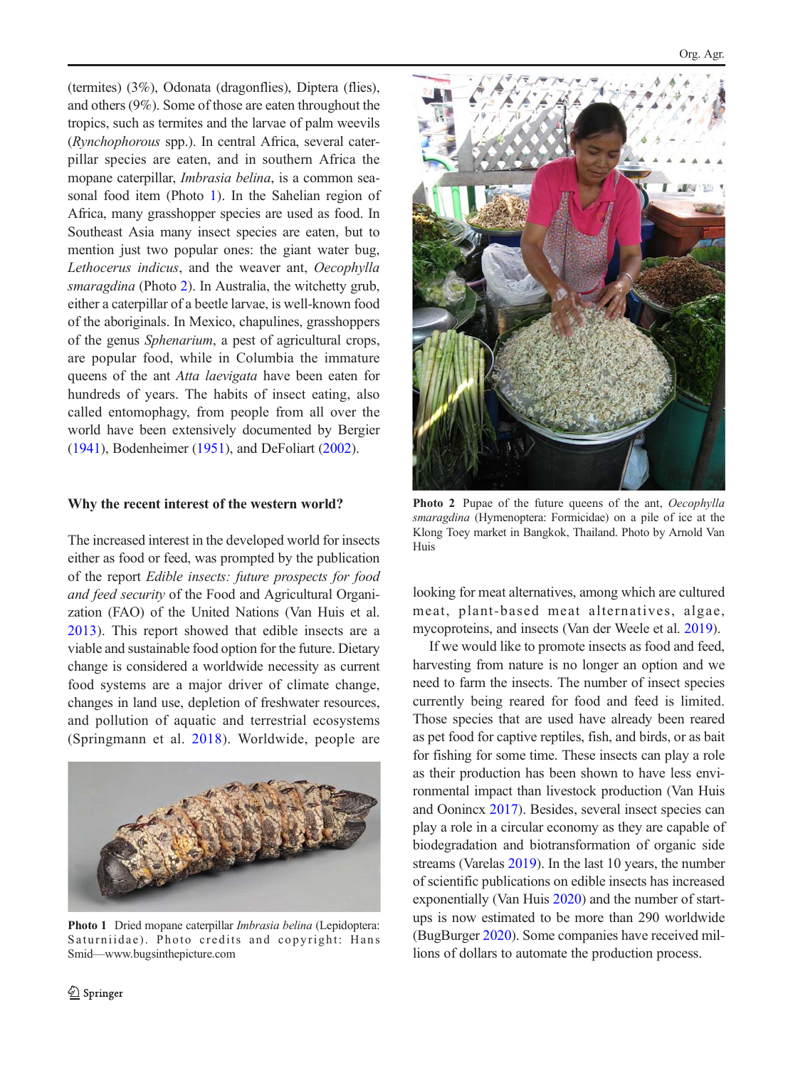(termites) (3%), Odonata (dragonflies), Diptera (flies), and others (9%). Some of those are eaten throughout the tropics, such as termites and the larvae of palm weevils (*Rynchophorous* spp.). In central Africa, several caterpillar species are eaten, and in southern Africa the mopane caterpillar, *Imbrasia belina*, is a common seasonal food item (Photo 1). In the Sahelian region of Africa, many grasshopper species are used as food. In Southeast Asia many insect species are eaten, but to mention just two popular ones: the giant water bug, *Lethocerus indicus*, and the weaver ant, *Oecophylla smaragdina* (Photo 2). In Australia, the witchetty grub, either a caterpillar of a beetle larvae, is well-known food of the aboriginals. In Mexico, chapulines, grasshoppers of the genus *Sphenarium*, a pest of agricultural crops, are popular food, while in Columbia the immature queens of the ant *Atta laevigata* have been eaten for hundreds of years. The habits of insect eating, also called entomophagy, from people from all over the world have been extensively documented by Bergier (1941), Bodenheimer (1951), and DeFoliart (2002).

## Why the recent interest of the western world?

The increased interest in the developed world for insects either as food or feed, was prompted by the publication of the report *Edible insects: future prospects for food and feed security* of the Food and Agricultural Organization (FAO) of the United Nations (Van Huis et al. 2013). This report showed that edible insects are a viable and sustainable food option for the future. Dietary change is considered a worldwide necessity as current food systems are a major driver of climate change, changes in land use, depletion of freshwater resources, and pollution of aquatic and terrestrial ecosystems (Springmann et al. 2018). Worldwide, people are looking for meat alternatives, among which are cultured meat, plant-based meat alternatives, algae, mycoproteins, and insects (Van der Weele et al. 2019).

If we would like to promote insects as food and feed, harvesting from nature is no longer an option and we need to farm the insects. The number of insect species currently being reared for food and feed is limited. Those species that are used have already been reared as pet food for captive reptiles, fish, and birds, or as bait for fishing for some time. These insects can play a role as their production has been shown to have less environmental impact than livestock production (Van Huis and Oonincx 2017). Besides, several insect species can play a role in a circular economy as they are capable of biodegradation and biotransformation of organic side streams (Varelas 2019). In the last 10 years, the number of scientific publications on edible insects has increased exponentially (Van Huis 2020) and the number of start-ups is now estimated to be more than 290 worldwide (BugBurger 2020). Some companies have received millions of dollars to automate the production process.

**Photo 1** Dried mopane caterpillar *Imbrasia belina* (Lepidoptera: Saturniidae). Photo credits and copyright: Hans Smid—www.bugsinthepicture.com

**Photo 2** Pupae of the future queens of the ant, *Oecophylla smaragdina* (Hymenoptera: Formicidae) on a pile of ice at the Klong Toey market in Bangkok, Thailand. Photo by Arnold Van Huis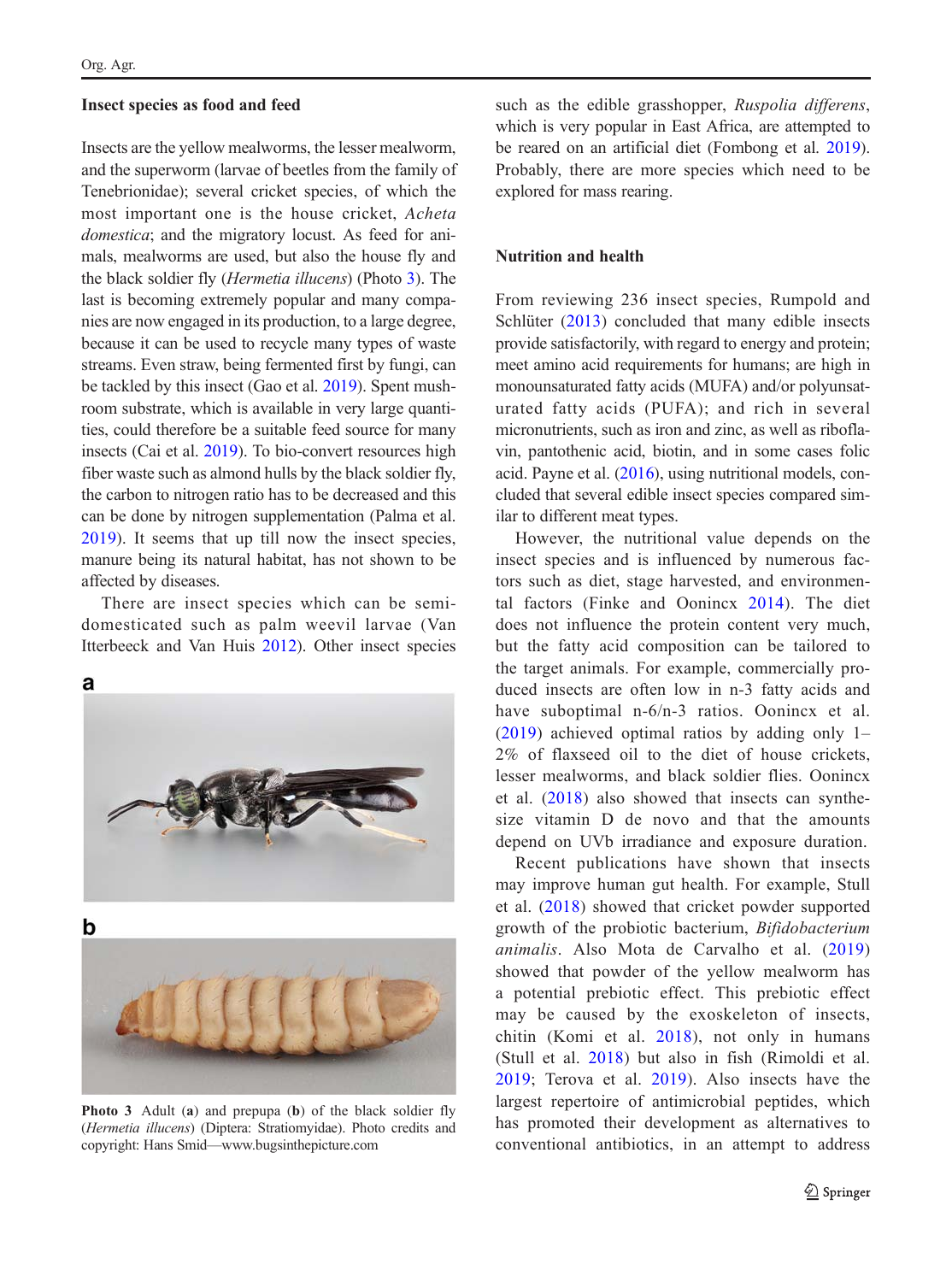## Insect species as food and feed

Insects are the yellow mealworms, the lesser mealworm, and the superworm (larvae of beetles from the family of Tenebrionidae); several cricket species, of which the most important one is the house cricket, *Acheta domestica*; and the migratory locust. As feed for animals, mealworms are used, but also the house fly and the black soldier fly (*Hermetia illucens*) (Photo 3). The last is becoming extremely popular and many companies are now engaged in its production, to a large degree, because it can be used to recycle many types of waste streams. Even straw, being fermented first by fungi, can be tackled by this insect (Gao et al. 2019). Spent mushroom substrate, which is available in very large quantities, could therefore be a suitable feed source for many insects (Cai et al. 2019). To bio-convert resources high fiber waste such as almond hulls by the black soldier fly, the carbon to nitrogen ratio has to be decreased and this can be done by nitrogen supplementation (Palma et al. 2019). It seems that up till now the insect species, manure being its natural habitat, has not shown to be affected by diseases.

There are insect species which can be semi-domesticated such as palm weevil larvae (Van Itterbeeck and Van Huis 2012). Other insect species such as the edible grasshopper, *Ruspolia differens*, which is very popular in East Africa, are attempted to be reared on an artificial diet (Fombong et al. 2019). Probably, there are more species which need to be explored for mass rearing.

**Photo 3** Adult (**a**) and prepupa (**b**) of the black soldier fly (*Hermetia illucens*) (Diptera: Stratiomyidae). Photo credits and copyright: Hans Smid—www.bugsinthepicture.com

## Nutrition and health

From reviewing 236 insect species, Rumpold and Schlüter (2013) concluded that many edible insects provide satisfactorily, with regard to energy and protein; meet amino acid requirements for humans; are high in monounsaturated fatty acids (MUFA) and/or polyunsaturated fatty acids (PUFA); and rich in several micronutrients, such as iron and zinc, as well as riboflavin, pantothenic acid, biotin, and in some cases folic acid. Payne et al. (2016), using nutritional models, concluded that several edible insect species compared similar to different meat types.

However, the nutritional value depends on the insect species and is influenced by numerous factors such as diet, stage harvested, and environmental factors (Finke and Oonincx 2014). The diet does not influence the protein content very much, but the fatty acid composition can be tailored to the target animals. For example, commercially produced insects are often low in n-3 fatty acids and have suboptimal n-6/n-3 ratios. Oonincx et al. (2019) achieved optimal ratios by adding only 1–2% of flaxseed oil to the diet of house crickets, lesser mealworms, and black soldier flies. Oonincx et al. (2018) also showed that insects can synthesize vitamin D de novo and that the amounts depend on UVb irradiance and exposure duration.

Recent publications have shown that insects may improve human gut health. For example, Stull et al. (2018) showed that cricket powder supported growth of the probiotic bacterium, *Bifidobacterium animalis*. Also Mota de Carvalho et al. (2019) showed that powder of the yellow mealworm has a potential prebiotic effect. This prebiotic effect may be caused by the exoskeleton of insects, chitin (Komi et al. 2018), not only in humans (Stull et al. 2018) but also in fish (Rimoldi et al. 2019; Terova et al. 2019). Also insects have the largest repertoire of antimicrobial peptides, which has promoted their development as alternatives to conventional antibiotics, in an attempt to address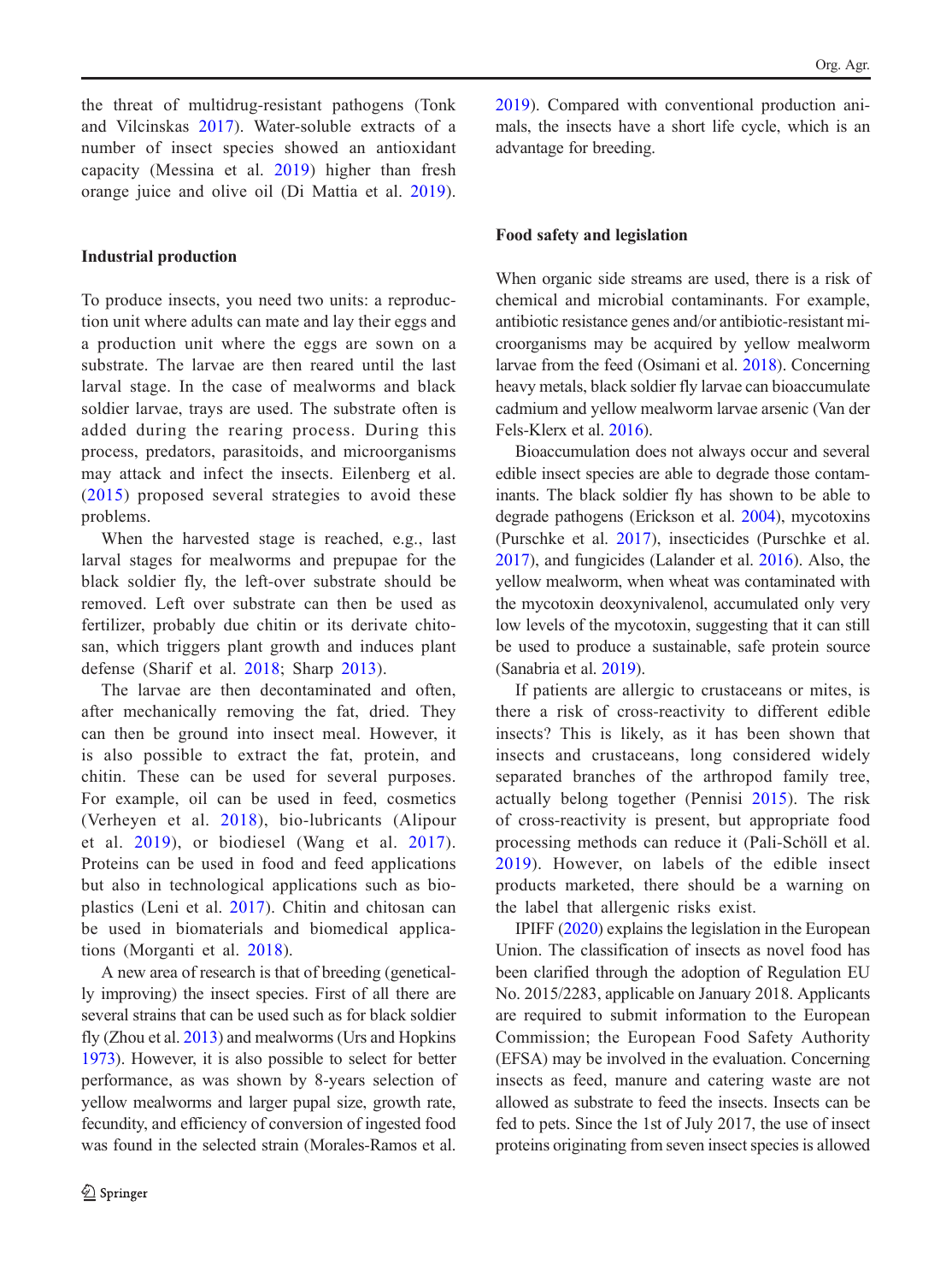the threat of multidrug-resistant pathogens (Tonk and Vilcinskas 2017). Water-soluble extracts of a number of insect species showed an antioxidant capacity (Messina et al. 2019) higher than fresh orange juice and olive oil (Di Mattia et al. 2019).

### Industrial production

To produce insects, you need two units: a reproduction unit where adults can mate and lay their eggs and a production unit where the eggs are sown on a substrate. The larvae are then reared until the last larval stage. In the case of mealworms and black soldier larvae, trays are used. The substrate often is added during the rearing process. During this process, predators, parasitoids, and microorganisms may attack and infect the insects. Eilenberg et al. (2015) proposed several strategies to avoid these problems.

When the harvested stage is reached, e.g., last larval stages for mealworms and prepupae for the black soldier fly, the left-over substrate should be removed. Left over substrate can then be used as fertilizer, probably due chitin or its derivate chitosan, which triggers plant growth and induces plant defense (Sharif et al. 2018; Sharp 2013).

The larvae are then decontaminated and often, after mechanically removing the fat, dried. They can then be ground into insect meal. However, it is also possible to extract the fat, protein, and chitin. These can be used for several purposes. For example, oil can be used in feed, cosmetics (Verheyen et al. 2018), bio-lubricants (Alipour et al. 2019), or biodiesel (Wang et al. 2017). Proteins can be used in food and feed applications but also in technological applications such as bioplastics (Leni et al. 2017). Chitin and chitosan can be used in biomaterials and biomedical applications (Morganti et al. 2018).

A new area of research is that of breeding (genetically improving) the insect species. First of all there are several strains that can be used such as for black soldier fly (Zhou et al. 2013) and mealworms (Urs and Hopkins 1973). However, it is also possible to select for better performance, as was shown by 8-years selection of yellow mealworms and larger pupal size, growth rate, fecundity, and efficiency of conversion of ingested food was found in the selected strain (Morales-Ramos et al. 2019). Compared with conventional production animals, the insects have a short life cycle, which is an advantage for breeding.

### Food safety and legislation

When organic side streams are used, there is a risk of chemical and microbial contaminants. For example, antibiotic resistance genes and/or antibiotic-resistant microorganisms may be acquired by yellow mealworm larvae from the feed (Osimani et al. 2018). Concerning heavy metals, black soldier fly larvae can bioaccumulate cadmium and yellow mealworm larvae arsenic (Van der Fels-Klerx et al. 2016).

Bioaccumulation does not always occur and several edible insect species are able to degrade those contaminants. The black soldier fly has shown to be able to degrade pathogens (Erickson et al. 2004), mycotoxins (Purschke et al. 2017), insecticides (Purschke et al. 2017), and fungicides (Lalander et al. 2016). Also, the yellow mealworm, when wheat was contaminated with the mycotoxin deoxynivalenol, accumulated only very low levels of the mycotoxin, suggesting that it can still be used to produce a sustainable, safe protein source (Sanabria et al. 2019).

If patients are allergic to crustaceans or mites, is there a risk of cross-reactivity to different edible insects? This is likely, as it has been shown that insects and crustaceans, long considered widely separated branches of the arthropod family tree, actually belong together (Pennisi 2015). The risk of cross-reactivity is present, but appropriate food processing methods can reduce it (Pali-Schöll et al. 2019). However, on labels of the edible insect products marketed, there should be a warning on the label that allergenic risks exist.

IPIFF (2020) explains the legislation in the European Union. The classification of insects as novel food has been clarified through the adoption of Regulation EU No. 2015/2283, applicable on January 2018. Applicants are required to submit information to the European Commission; the European Food Safety Authority (EFSA) may be involved in the evaluation. Concerning insects as feed, manure and catering waste are not allowed as substrate to feed the insects. Insects can be fed to pets. Since the 1st of July 2017, the use of insect proteins originating from seven insect species is allowed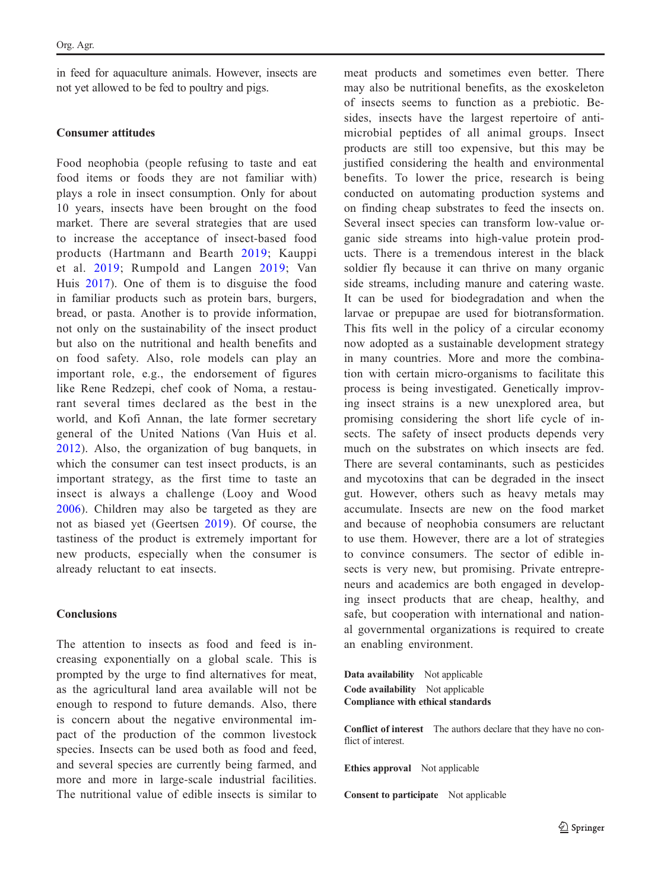in feed for aquaculture animals. However, insects are not yet allowed to be fed to poultry and pigs.

## Consumer attitudes

Food neophobia (people refusing to taste and eat food items or foods they are not familiar with) plays a role in insect consumption. Only for about 10 years, insects have been brought on the food market. There are several strategies that are used to increase the acceptance of insect-based food products (Hartmann and Bearth 2019; Kauppi et al. 2019; Rumpold and Langen 2019; Van Huis 2017). One of them is to disguise the food in familiar products such as protein bars, burgers, bread, or pasta. Another is to provide information, not only on the sustainability of the insect product but also on the nutritional and health benefits and on food safety. Also, role models can play an important role, e.g., the endorsement of figures like Rene Redzepi, chef cook of Noma, a restaurant several times declared as the best in the world, and Kofi Annan, the late former secretary general of the United Nations (Van Huis et al. 2012). Also, the organization of bug banquets, in which the consumer can test insect products, is an important strategy, as the first time to taste an insect is always a challenge (Looy and Wood 2006). Children may also be targeted as they are not as biased yet (Geertsen 2019). Of course, the tastiness of the product is extremely important for new products, especially when the consumer is already reluctant to eat insects.

## Conclusions

The attention to insects as food and feed is increasing exponentially on a global scale. This is prompted by the urge to find alternatives for meat, as the agricultural land area available will not be enough to respond to future demands. Also, there is concern about the negative environmental impact of the production of the common livestock species. Insects can be used both as food and feed, and several species are currently being farmed, and more and more in large-scale industrial facilities. The nutritional value of edible insects is similar to meat products and sometimes even better. There may also be nutritional benefits, as the exoskeleton of insects seems to function as a prebiotic. Besides, insects have the largest repertoire of antimicrobial peptides of all animal groups. Insect products are still too expensive, but this may be justified considering the health and environmental benefits. To lower the price, research is being conducted on automating production systems and on finding cheap substrates to feed the insects on. Several insect species can transform low-value organic side streams into high-value protein products. There is a tremendous interest in the black soldier fly because it can thrive on many organic side streams, including manure and catering waste. It can be used for biodegradation and when the larvae or prepupae are used for biotransformation. This fits well in the policy of a circular economy now adopted as a sustainable development strategy in many countries. More and more the combination with certain micro-organisms to facilitate this process is being investigated. Genetically improving insect strains is a new unexplored area, but promising considering the short life cycle of insects. The safety of insect products depends very much on the substrates on which insects are fed. There are several contaminants, such as pesticides and mycotoxins that can be degraded in the insect gut. However, others such as heavy metals may accumulate. Insects are new on the food market and because of neophobia consumers are reluctant to use them. However, there are a lot of strategies to convince consumers. The sector of edible insects is very new, but promising. Private entrepreneurs and academics are both engaged in developing insect products that are cheap, healthy, and safe, but cooperation with international and national governmental organizations is required to create an enabling environment.

**Data availability** Not applicable

**Code availability** Not applicable

**Compliance with ethical standards**

**Conflict of interest** The authors declare that they have no conflict of interest.

**Ethics approval** Not applicable

**Consent to participate** Not applicable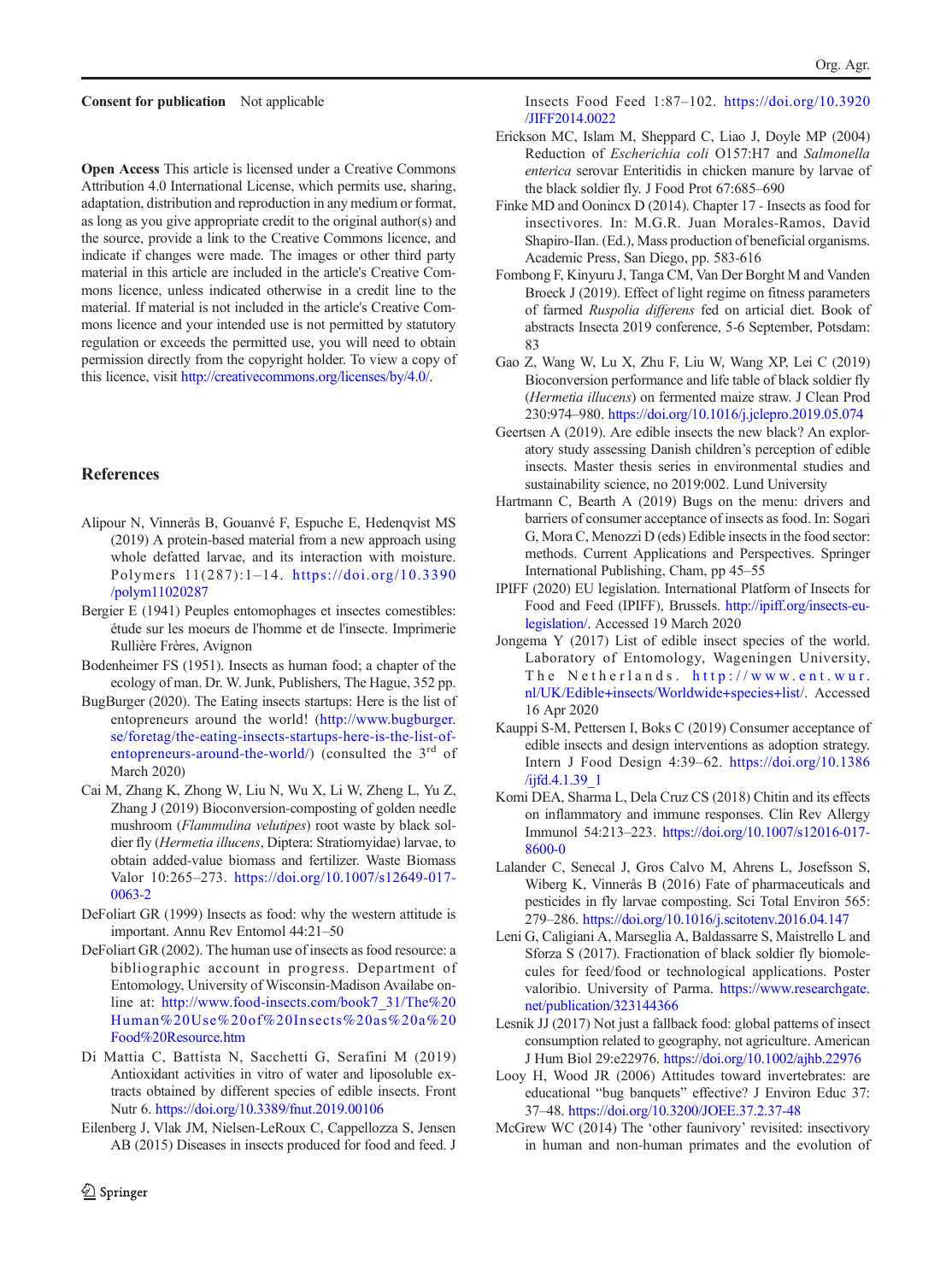**Consent for publication** Not applicable

**Open Access** This article is licensed under a Creative Commons Attribution 4.0 International License, which permits use, sharing, adaptation, distribution and reproduction in any medium or format, as long as you give appropriate credit to the original author(s) and the source, provide a link to the Creative Commons licence, and indicate if changes were made. The images or other third party material in this article are included in the article's Creative Commons licence, unless indicated otherwise in a credit line to the material. If material is not included in the article's Creative Commons licence and your intended use is not permitted by statutory regulation or exceeds the permitted use, you will need to obtain permission directly from the copyright holder. To view a copy of this licence, visit http://creativecommons.org/licenses/by/4.0/.

## References

Alipour N, Vinnerås B, Gouanvé F, Espuche E, Hedenqvist MS (2019) A protein-based material from a new approach using whole defatted larvae, and its interaction with moisture. Polymers 11(287):1–14. https://doi.org/10.3390/polym11020287

Bergier E (1941) Peuples entomophages et insectes comestibles: étude sur les moeurs de l'homme et de l'insecte. Imprimerie Rullière Frères, Avignon

Bodenheimer FS (1951). Insects as human food; a chapter of the ecology of man. Dr. W. Junk, Publishers, The Hague, 352 pp.

BugBurger (2020). The Eating insects startups: Here is the list of entopreneurs around the world! (http://www.bugburger.se/foretag/the-eating-insects-startups-here-is-the-list-of-entopreneurs-around-the-world/) (consulted the 3rd of March 2020)

Cai M, Zhang K, Zhong W, Liu N, Wu X, Li W, Zheng L, Yu Z, Zhang J (2019) Bioconversion-composting of golden needle mushroom (*Flammulina velutipes*) root waste by black soldier fly (*Hermetia illucens*, Diptera: Stratiomyidae) larvae, to obtain added-value biomass and fertilizer. Waste Biomass Valor 10:265–273. https://doi.org/10.1007/s12649-017-0063-2

DeFoliart GR (1999) Insects as food: why the western attitude is important. Annu Rev Entomol 44:21–50

DeFoliart GR (2002). The human use of insects as food resource: a bibliographic account in progress. Department of Entomology, University of Wisconsin-Madison Availabe online at: http://www.food-insects.com/book7_31/The%20Human%20Use%20of%20Insects%20as%20a%20Food%20Resource.htm

Di Mattia C, Battista N, Sacchetti G, Serafini M (2019) Antioxidant activities in vitro of water and liposoluble extracts obtained by different species of edible insects. Front Nutr 6. https://doi.org/10.3389/fnut.2019.00106

Eilenberg J, Vlak JM, Nielsen-LeRoux C, Cappellozza S, Jensen AB (2015) Diseases in insects produced for food and feed. J Insects Food Feed 1:87–102. https://doi.org/10.3920/JIFF2014.0022

Erickson MC, Islam M, Sheppard C, Liao J, Doyle MP (2004) Reduction of *Escherichia coli* O157:H7 and *Salmonella enterica* serovar Enteritidis in chicken manure by larvae of the black soldier fly. J Food Prot 67:685–690

Finke MD and Oonincx D (2014). Chapter 17 - Insects as food for insectivores. In: M.G.R. Juan Morales-Ramos, David Shapiro-Ilan. (Ed.), Mass production of beneficial organisms. Academic Press, San Diego, pp. 583-616

Fombong F, Kinyuru J, Tanga CM, Van Der Borght M and Vanden Broeck J (2019). Effect of light regime on fitness parameters of farmed *Ruspolia differens* fed on articial diet. Book of abstracts Insecta 2019 conference, 5-6 September, Potsdam: 83

Gao Z, Wang W, Lu X, Zhu F, Liu W, Wang XP, Lei C (2019) Bioconversion performance and life table of black soldier fly (*Hermetia illucens*) on fermented maize straw. J Clean Prod 230:974–980. https://doi.org/10.1016/j.jclepro.2019.05.074

Geertsen A (2019). Are edible insects the new black? An exploratory study assessing Danish children's perception of edible insects. Master thesis series in environmental studies and sustainability science, no 2019:002. Lund University

Hartmann C, Bearth A (2019) Bugs on the menu: drivers and barriers of consumer acceptance of insects as food. In: Sogari G, Mora C, Menozzi D (eds) Edible insects in the food sector: methods. Current Applications and Perspectives. Springer International Publishing, Cham, pp 45–55

IPIFF (2020) EU legislation. International Platform of Insects for Food and Feed (IPIFF), Brussels. http://ipiff.org/insects-eu-legislation/. Accessed 19 March 2020

Jongema Y (2017) List of edible insect species of the world. Laboratory of Entomology, Wageningen University, The Netherlands. http://www.ent.wur.nl/UK/Edible+insects/Worldwide+species+list/. Accessed 16 Apr 2020

Kauppi S-M, Pettersen I, Boks C (2019) Consumer acceptance of edible insects and design interventions as adoption strategy. Intern J Food Design 4:39–62. https://doi.org/10.1386/ijfd.4.1.39_1

Komi DEA, Sharma L, Dela Cruz CS (2018) Chitin and its effects on inflammatory and immune responses. Clin Rev Allergy Immunol 54:213–223. https://doi.org/10.1007/s12016-017-8600-0

Lalander C, Senecal J, Gros Calvo M, Ahrens L, Josefsson S, Wiberg K, Vinnerås B (2016) Fate of pharmaceuticals and pesticides in fly larvae composting. Sci Total Environ 565: 279–286. https://doi.org/10.1016/j.scitotenv.2016.04.147

Leni G, Caligiani A, Marseglia A, Baldassarre S, Maistrello L and Sforza S (2017). Fractionation of black soldier fly biomolecules for feed/food or technological applications. Poster valoribio. University of Parma. https://www.researchgate.net/publication/323144366

Lesnik JJ (2017) Not just a fallback food: global patterns of insect consumption related to geography, not agriculture. American J Hum Biol 29:e22976. https://doi.org/10.1002/ajhb.22976

Looy H, Wood JR (2006) Attitudes toward invertebrates: are educational "bug banquets" effective? J Environ Educ 37: 37–48. https://doi.org/10.3200/JOEE.37.2.37-48

McGrew WC (2014) The 'other faunivory' revisited: insectivory in human and non-human primates and the evolution of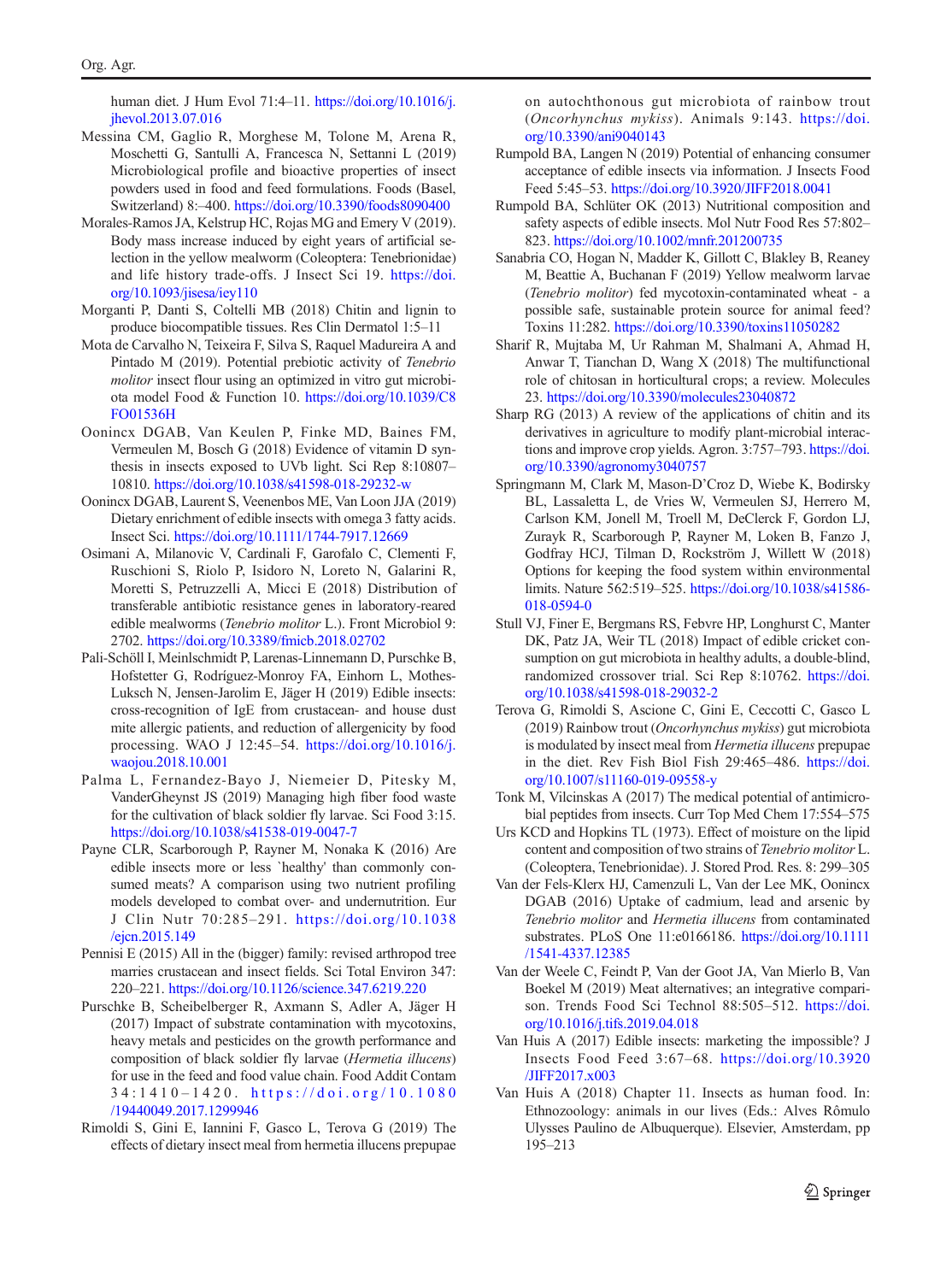human diet. J Hum Evol 71:4–11. https://doi.org/10.1016/j.jhevol.2013.07.016

Messina CM, Gaglio R, Morghese M, Tolone M, Arena R, Moschetti G, Santulli A, Francesca N, Settanni L (2019) Microbiological profile and bioactive properties of insect powders used in food and feed formulations. Foods (Basel, Switzerland) 8:–400. https://doi.org/10.3390/foods8090400

Morales-Ramos JA, Kelstrup HC, Rojas MG and Emery V (2019). Body mass increase induced by eight years of artificial selection in the yellow mealworm (Coleoptera: Tenebrionidae) and life history trade-offs. J Insect Sci 19. https://doi.org/10.1093/jisesa/iey110

Morganti P, Danti S, Coltelli MB (2018) Chitin and lignin to produce biocompatible tissues. Res Clin Dermatol 1:5–11

Mota de Carvalho N, Teixeira F, Silva S, Raquel Madureira A and Pintado M (2019). Potential prebiotic activity of *Tenebrio molitor* insect flour using an optimized in vitro gut microbiota model Food & Function 10. https://doi.org/10.1039/C8FO01536H

Oonincx DGAB, Van Keulen P, Finke MD, Baines FM, Vermeulen M, Bosch G (2018) Evidence of vitamin D synthesis in insects exposed to UVb light. Sci Rep 8:10807–10810. https://doi.org/10.1038/s41598-018-29232-w

Oonincx DGAB, Laurent S, Veenenbos ME, Van Loon JJA (2019) Dietary enrichment of edible insects with omega 3 fatty acids. Insect Sci. https://doi.org/10.1111/1744-7917.12669

Osimani A, Milanovic V, Cardinali F, Garofalo C, Clementi F, Ruschioni S, Riolo P, Isidoro N, Loreto N, Galarini R, Moretti S, Petruzzelli A, Micci E (2018) Distribution of transferable antibiotic resistance genes in laboratory-reared edible mealworms (*Tenebrio molitor* L.). Front Microbiol 9:2702. https://doi.org/10.3389/fmicb.2018.02702

Pali-Schöll I, Meinlschmidt P, Larenas-Linnemann D, Purschke B, Hofstetter G, Rodríguez-Monroy FA, Einhorn L, Mothes-Luksch N, Jensen-Jarolim E, Jäger H (2019) Edible insects: cross-recognition of IgE from crustacean- and house dust mite allergic patients, and reduction of allergenicity by food processing. WAO J 12:45–54. https://doi.org/10.1016/j.waojou.2018.10.001

Palma L, Fernandez-Bayo J, Niemeier D, Pitesky M, VanderGheynst JS (2019) Managing high fiber food waste for the cultivation of black soldier fly larvae. Sci Food 3:15. https://doi.org/10.1038/s41538-019-0047-7

Payne CLR, Scarborough P, Rayner M, Nonaka K (2016) Are edible insects more or less 'healthy' than commonly consumed meats? A comparison using two nutrient profiling models developed to combat over- and undernutrition. Eur J Clin Nutr 70:285–291. https://doi.org/10.1038/ejcn.2015.149

Pennisi E (2015) All in the (bigger) family: revised arthropod tree marries crustacean and insect fields. Sci Total Environ 347: 220–221. https://doi.org/10.1126/science.347.6219.220

Purschke B, Scheibelberger R, Axmann S, Adler A, Jäger H (2017) Impact of substrate contamination with mycotoxins, heavy metals and pesticides on the growth performance and composition of black soldier fly larvae (*Hermetia illucens*) for use in the feed and food value chain. Food Addit Contam 34:1410–1420. https://doi.org/10.1080/19440049.2017.1299946

Rimoldi S, Gini E, Iannini F, Gasco L, Terova G (2019) The effects of dietary insect meal from hermetia illucens prepupae on autochthonous gut microbiota of rainbow trout (*Oncorhynchus mykiss*). Animals 9:143. https://doi.org/10.3390/ani9040143

Rumpold BA, Langen N (2019) Potential of enhancing consumer acceptance of edible insects via information. J Insects Food Feed 5:45–53. https://doi.org/10.3920/JIFF2018.0041

Rumpold BA, Schlüter OK (2013) Nutritional composition and safety aspects of edible insects. Mol Nutr Food Res 57:802–823. https://doi.org/10.1002/mnfr.201200735

Sanabria CO, Hogan N, Madder K, Gillott C, Blakley B, Reaney M, Beattie A, Buchanan F (2019) Yellow mealworm larvae (*Tenebrio molitor*) fed mycotoxin-contaminated wheat - a possible safe, sustainable protein source for animal feed? Toxins 11:282. https://doi.org/10.3390/toxins11050282

Sharif R, Mujtaba M, Ur Rahman M, Shalmani A, Ahmad H, Anwar T, Tianchan D, Wang X (2018) The multifunctional role of chitosan in horticultural crops; a review. Molecules 23. https://doi.org/10.3390/molecules23040872

Sharp RG (2013) A review of the applications of chitin and its derivatives in agriculture to modify plant-microbial interactions and improve crop yields. Agron. 3:757–793. https://doi.org/10.3390/agronomy3040757

Springmann M, Clark M, Mason-D'Croz D, Wiebe K, Bodirsky BL, Lassaletta L, de Vries W, Vermeulen SJ, Herrero M, Carlson KM, Jonell M, Troell M, DeClerck F, Gordon LJ, Zurayk R, Scarborough P, Rayner M, Loken B, Fanzo J, Godfray HCJ, Tilman D, Rockström J, Willett W (2018) Options for keeping the food system within environmental limits. Nature 562:519–525. https://doi.org/10.1038/s41586-018-0594-0

Stull VJ, Finer E, Bergmans RS, Febvre HP, Longhurst C, Manter DK, Patz JA, Weir TL (2018) Impact of edible cricket consumption on gut microbiota in healthy adults, a double-blind, randomized crossover trial. Sci Rep 8:10762. https://doi.org/10.1038/s41598-018-29032-2

Terova G, Rimoldi S, Ascione C, Gini E, Ceccotti C, Gasco L (2019) Rainbow trout (*Oncorhynchus mykiss*) gut microbiota is modulated by insect meal from *Hermetia illucens* prepupae in the diet. Rev Fish Biol Fish 29:465–486. https://doi.org/10.1007/s11160-019-09558-y

Tonk M, Vilcinskas A (2017) The medical potential of antimicrobial peptides from insects. Curr Top Med Chem 17:554–575

Urs KCD and Hopkins TL (1973). Effect of moisture on the lipid content and composition of two strains of *Tenebrio molitor* L. (Coleoptera, Tenebrionidae). J. Stored Prod. Res. 8: 299–305

Van der Fels-Klerx HJ, Camenzuli L, Van der Lee MK, Oonincx DGAB (2016) Uptake of cadmium, lead and arsenic by *Tenebrio molitor* and *Hermetia illucens* from contaminated substrates. PLoS One 11:e0166186. https://doi.org/10.1111/1541-4337.12385

Van der Weele C, Feindt P, Van der Goot JA, Van Mierlo B, Van Boekel M (2019) Meat alternatives; an integrative comparison. Trends Food Sci Technol 88:505–512. https://doi.org/10.1016/j.tifs.2019.04.018

Van Huis A (2017) Edible insects: marketing the impossible? J Insects Food Feed 3:67–68. https://doi.org/10.3920/JIFF2017.x003

Van Huis A (2018) Chapter 11. Insects as human food. In: Ethnozoology: animals in our lives (Eds.: Alves Rômulo Ulysses Paulino de Albuquerque). Elsevier, Amsterdam, pp 195–213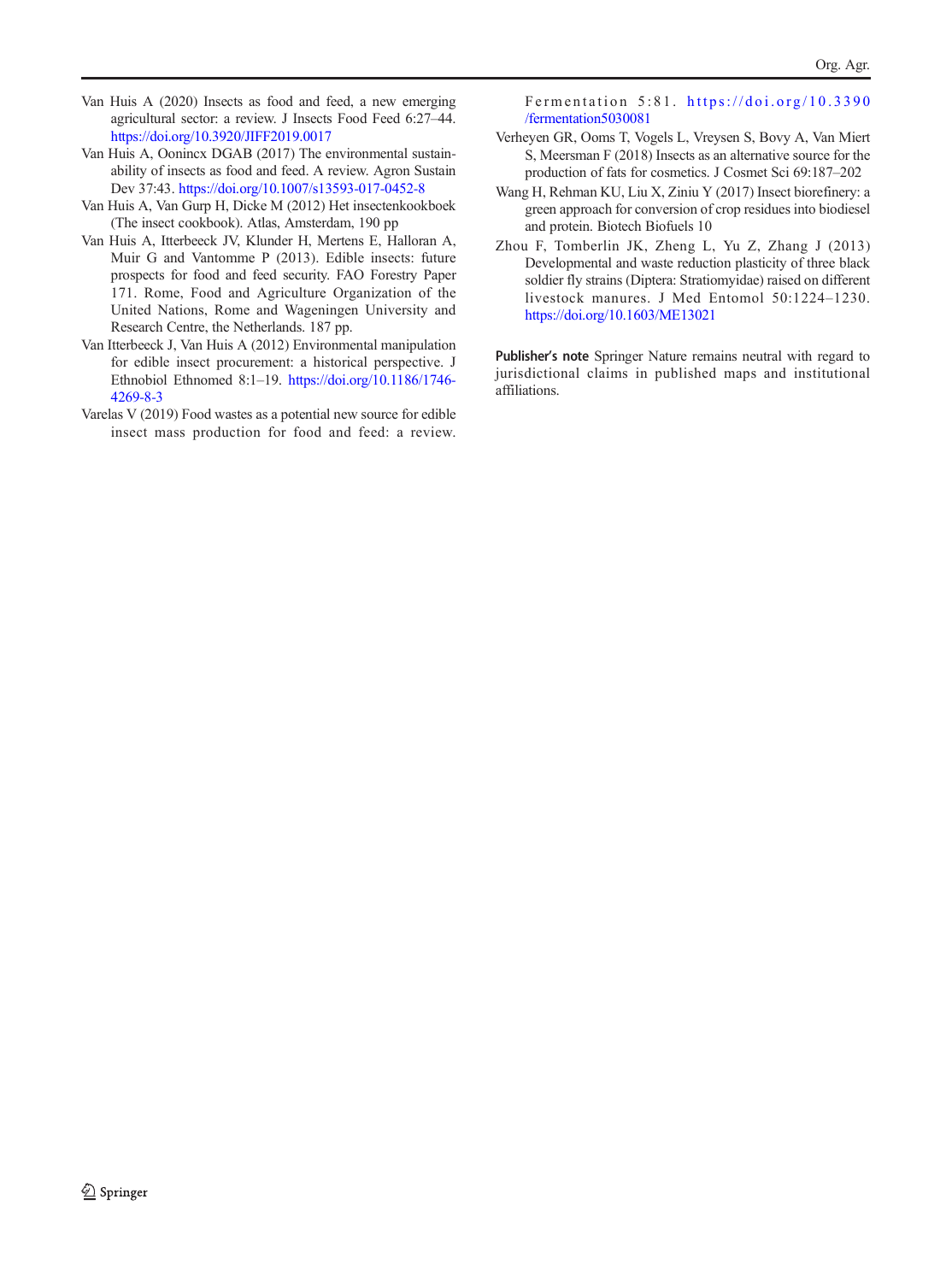Van Huis A (2020) Insects as food and feed, a new emerging agricultural sector: a review. J Insects Food Feed 6:27–44. https://doi.org/10.3920/JIFF2019.0017

Van Huis A, Oonincx DGAB (2017) The environmental sustainability of insects as food and feed. A review. Agron Sustain Dev 37:43. https://doi.org/10.1007/s13593-017-0452-8

Van Huis A, Van Gurp H, Dicke M (2012) Het insectenkookboek (The insect cookbook). Atlas, Amsterdam, 190 pp

Van Huis A, Itterbeeck JV, Klunder H, Mertens E, Halloran A, Muir G and Vantomme P (2013). Edible insects: future prospects for food and feed security. FAO Forestry Paper 171. Rome, Food and Agriculture Organization of the United Nations, Rome and Wageningen University and Research Centre, the Netherlands. 187 pp.

Van Itterbeeck J, Van Huis A (2012) Environmental manipulation for edible insect procurement: a historical perspective. J Ethnobiol Ethnomed 8:1–19. https://doi.org/10.1186/1746-4269-8-3

Varelas V (2019) Food wastes as a potential new source for edible insect mass production for food and feed: a review. Fermentation 5:81. https://doi.org/10.3390/fermentation5030081

Verheyen GR, Ooms T, Vogels L, Vreysen S, Bovy A, Van Miert S, Meersman F (2018) Insects as an alternative source for the production of fats for cosmetics. J Cosmet Sci 69:187–202

Wang H, Rehman KU, Liu X, Ziniu Y (2017) Insect biorefinery: a green approach for conversion of crop residues into biodiesel and protein. Biotech Biofuels 10

Zhou F, Tomberlin JK, Zheng L, Yu Z, Zhang J (2013) Developmental and waste reduction plasticity of three black soldier fly strains (Diptera: Stratiomyidae) raised on different livestock manures. J Med Entomol 50:1224–1230. https://doi.org/10.1603/ME13021

**Publisher's note** Springer Nature remains neutral with regard to jurisdictional claims in published maps and institutional affiliations.